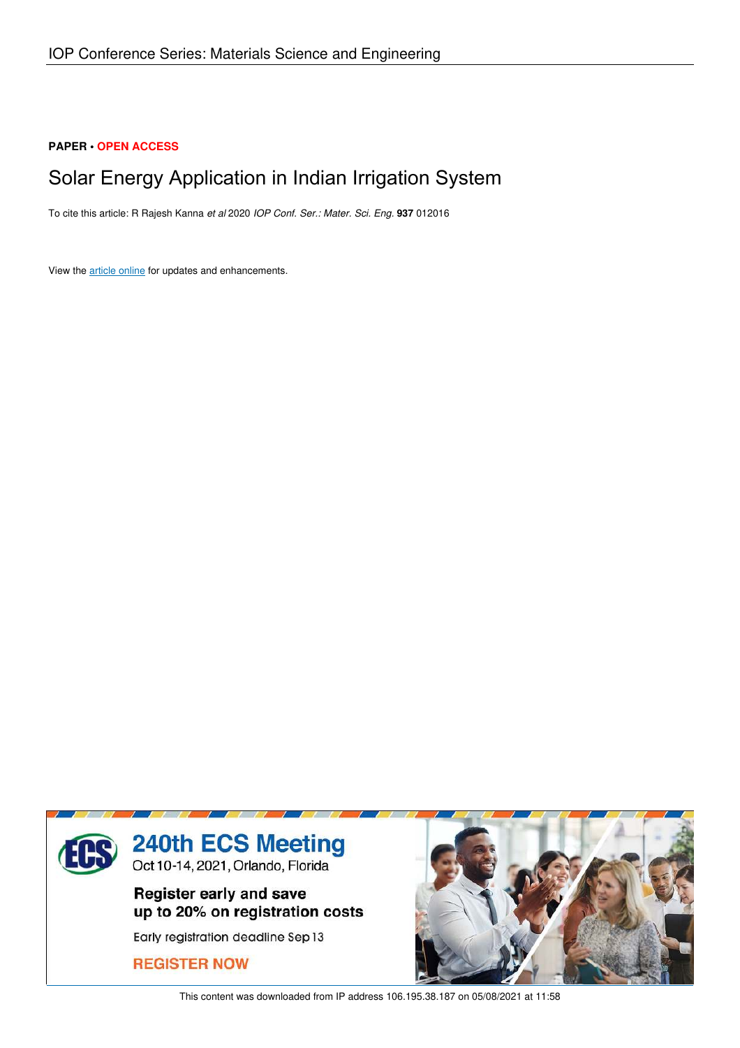**PAPER • OPEN ACCESS**

# Solar Energy Application in Indian Irrigation System

To cite this article: R Rajesh Kanna *et al* 2020 *IOP Conf. Ser.: Mater. Sci. Eng.* **937** 012016

View the article online for updates and enhancements.

240th ECS Meeting
Oct 10-14, 2021, Orlando, Florida

Register early and save up to 20% on registration costs

Early registration deadline Sep 13

REGISTER NOW

This content was downloaded from IP address 106.195.38.187 on 05/08/2021 at 11:58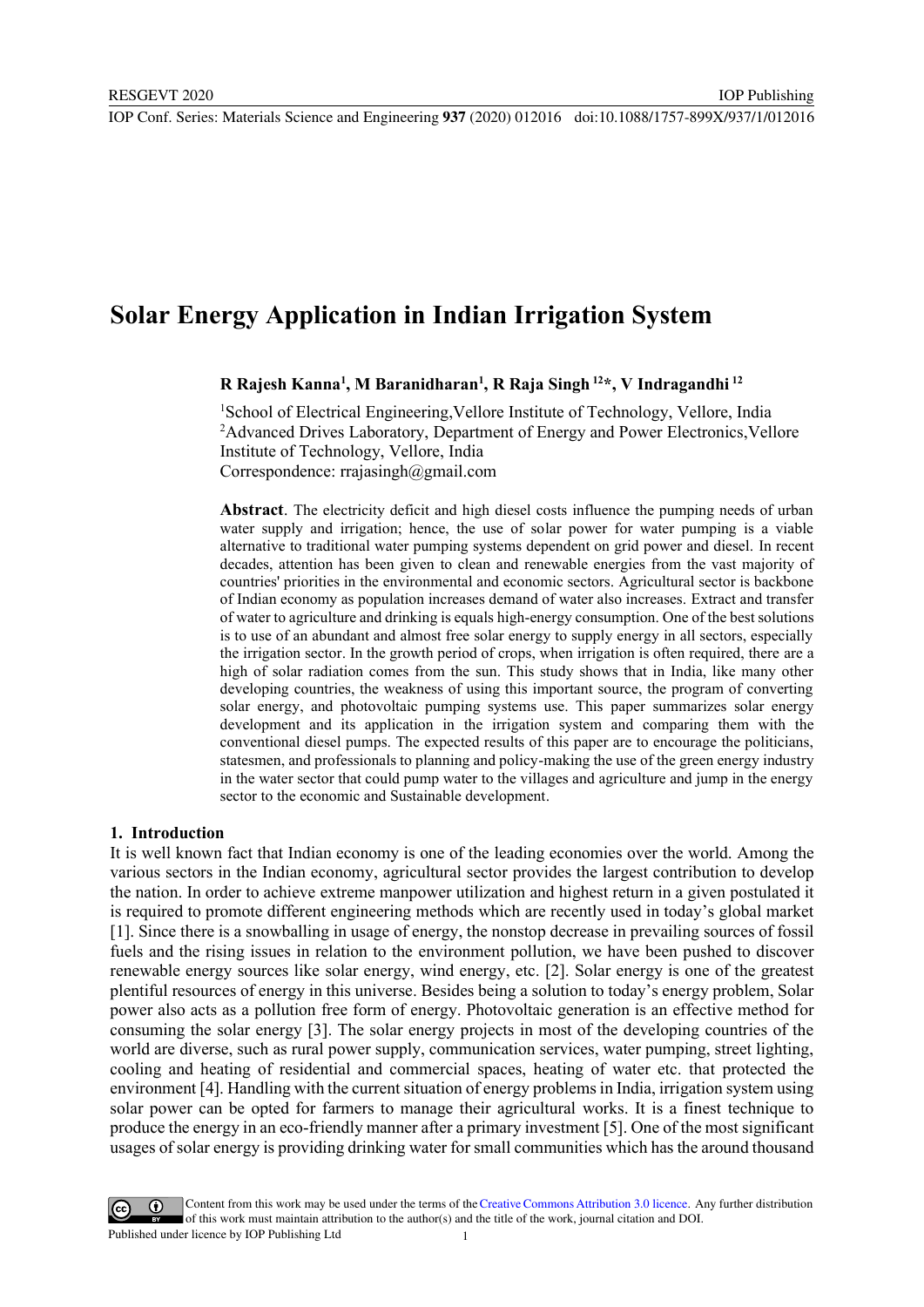# Solar Energy Application in Indian Irrigation System

**R Rajesh Kanna[1], M Baranidharan[1], R Raja Singh [12]*, V Indragandhi [12]**

[1]School of Electrical Engineering,Vellore Institute of Technology, Vellore, India
[2]Advanced Drives Laboratory, Department of Energy and Power Electronics,Vellore Institute of Technology, Vellore, India
Correspondence: rrajasingh@gmail.com

**Abstract**. The electricity deficit and high diesel costs influence the pumping needs of urban water supply and irrigation; hence, the use of solar power for water pumping is a viable alternative to traditional water pumping systems dependent on grid power and diesel. In recent decades, attention has been given to clean and renewable energies from the vast majority of countries' priorities in the environmental and economic sectors. Agricultural sector is backbone of Indian economy as population increases demand of water also increases. Extract and transfer of water to agriculture and drinking is equals high-energy consumption. One of the best solutions is to use of an abundant and almost free solar energy to supply energy in all sectors, especially the irrigation sector. In the growth period of crops, when irrigation is often required, there are a high of solar radiation comes from the sun. This study shows that in India, like many other developing countries, the weakness of using this important source, the program of converting solar energy, and photovoltaic pumping systems use. This paper summarizes solar energy development and its application in the irrigation system and comparing them with the conventional diesel pumps. The expected results of this paper are to encourage the politicians, statesmen, and professionals to planning and policy-making the use of the green energy industry in the water sector that could pump water to the villages and agriculture and jump in the energy sector to the economic and Sustainable development.

## 1. Introduction

It is well known fact that Indian economy is one of the leading economies over the world. Among the various sectors in the Indian economy, agricultural sector provides the largest contribution to develop the nation. In order to achieve extreme manpower utilization and highest return in a given postulated it is required to promote different engineering methods which are recently used in today's global market [1]. Since there is a snowballing in usage of energy, the nonstop decrease in prevailing sources of fossil fuels and the rising issues in relation to the environment pollution, we have been pushed to discover renewable energy sources like solar energy, wind energy, etc. [2]. Solar energy is one of the greatest plentiful resources of energy in this universe. Besides being a solution to today's energy problem, Solar power also acts as a pollution free form of energy. Photovoltaic generation is an effective method for consuming the solar energy [3]. The solar energy projects in most of the developing countries of the world are diverse, such as rural power supply, communication services, water pumping, street lighting, cooling and heating of residential and commercial spaces, heating of water etc. that protected the environment [4]. Handling with the current situation of energy problems in India, irrigation system using solar power can be opted for farmers to manage their agricultural works. It is a finest technique to produce the energy in an eco-friendly manner after a primary investment [5]. One of the most significant usages of solar energy is providing drinking water for small communities which has the around thousand

Content from this work may be used under the terms of the Creative Commons Attribution 3.0 licence. Any further distribution of this work must maintain attribution to the author(s) and the title of the work, journal citation and DOI.
Published under licence by IOP Publishing Ltd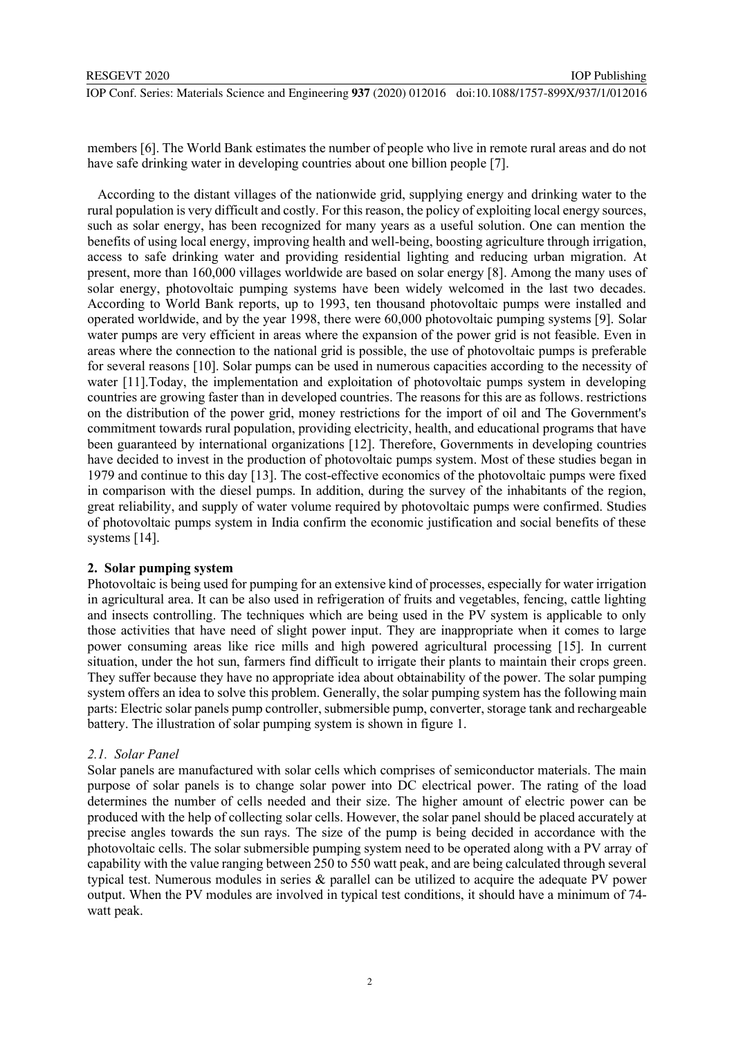members [6]. The World Bank estimates the number of people who live in remote rural areas and do not have safe drinking water in developing countries about one billion people [7].

According to the distant villages of the nationwide grid, supplying energy and drinking water to the rural population is very difficult and costly. For this reason, the policy of exploiting local energy sources, such as solar energy, has been recognized for many years as a useful solution. One can mention the benefits of using local energy, improving health and well-being, boosting agriculture through irrigation, access to safe drinking water and providing residential lighting and reducing urban migration. At present, more than 160,000 villages worldwide are based on solar energy [8]. Among the many uses of solar energy, photovoltaic pumping systems have been widely welcomed in the last two decades. According to World Bank reports, up to 1993, ten thousand photovoltaic pumps were installed and operated worldwide, and by the year 1998, there were 60,000 photovoltaic pumping systems [9]. Solar water pumps are very efficient in areas where the expansion of the power grid is not feasible. Even in areas where the connection to the national grid is possible, the use of photovoltaic pumps is preferable for several reasons [10]. Solar pumps can be used in numerous capacities according to the necessity of water [11].Today, the implementation and exploitation of photovoltaic pumps system in developing countries are growing faster than in developed countries. The reasons for this are as follows. restrictions on the distribution of the power grid, money restrictions for the import of oil and The Government's commitment towards rural population, providing electricity, health, and educational programs that have been guaranteed by international organizations [12]. Therefore, Governments in developing countries have decided to invest in the production of photovoltaic pumps system. Most of these studies began in 1979 and continue to this day [13]. The cost-effective economics of the photovoltaic pumps were fixed in comparison with the diesel pumps. In addition, during the survey of the inhabitants of the region, great reliability, and supply of water volume required by photovoltaic pumps were confirmed. Studies of photovoltaic pumps system in India confirm the economic justification and social benefits of these systems [14].

## 2. Solar pumping system

Photovoltaic is being used for pumping for an extensive kind of processes, especially for water irrigation in agricultural area. It can be also used in refrigeration of fruits and vegetables, fencing, cattle lighting and insects controlling. The techniques which are being used in the PV system is applicable to only those activities that have need of slight power input. They are inappropriate when it comes to large power consuming areas like rice mills and high powered agricultural processing [15]. In current situation, under the hot sun, farmers find difficult to irrigate their plants to maintain their crops green. They suffer because they have no appropriate idea about obtainability of the power. The solar pumping system offers an idea to solve this problem. Generally, the solar pumping system has the following main parts: Electric solar panels pump controller, submersible pump, converter, storage tank and rechargeable battery. The illustration of solar pumping system is shown in figure 1.

### *2.1. Solar Panel*

Solar panels are manufactured with solar cells which comprises of semiconductor materials. The main purpose of solar panels is to change solar power into DC electrical power. The rating of the load determines the number of cells needed and their size. The higher amount of electric power can be produced with the help of collecting solar cells. However, the solar panel should be placed accurately at precise angles towards the sun rays. The size of the pump is being decided in accordance with the photovoltaic cells. The solar submersible pumping system need to be operated along with a PV array of capability with the value ranging between 250 to 550 watt peak, and are being calculated through several typical test. Numerous modules in series & parallel can be utilized to acquire the adequate PV power output. When the PV modules are involved in typical test conditions, it should have a minimum of 74-watt peak.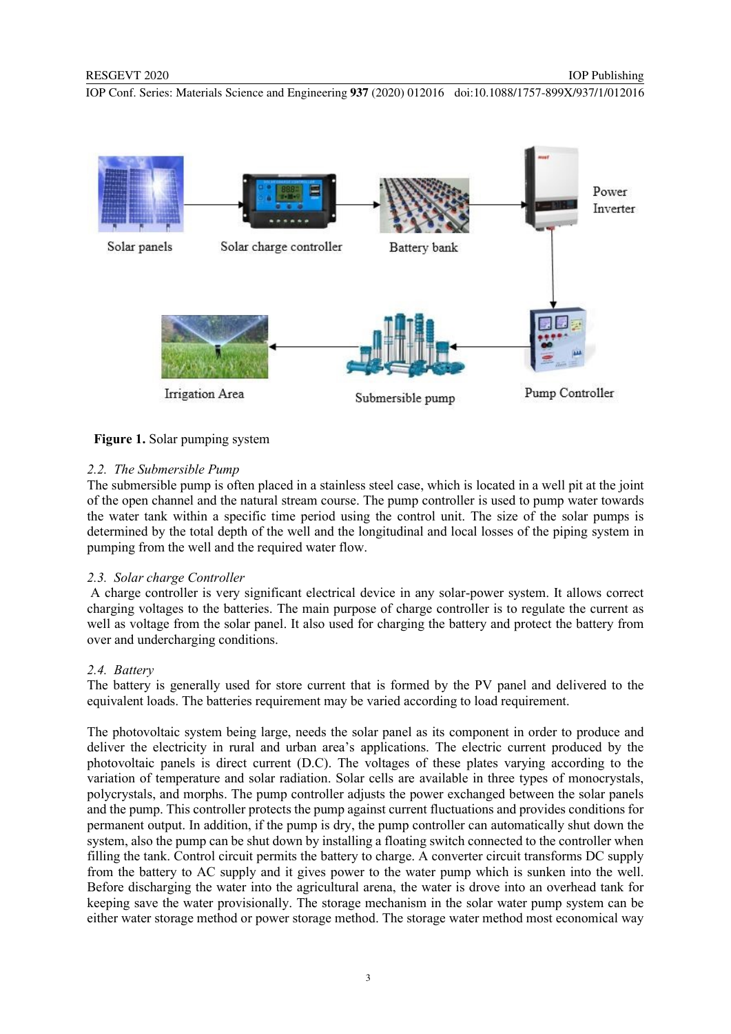Solar panels

Solar charge controller

Battery bank

Power Inverter

Pump Controller

Submersible pump

Irrigation Area

**Figure 1.** Solar pumping system

### *2.2. The Submersible Pump*

The submersible pump is often placed in a stainless steel case, which is located in a well pit at the joint of the open channel and the natural stream course. The pump controller is used to pump water towards the water tank within a specific time period using the control unit. The size of the solar pumps is determined by the total depth of the well and the longitudinal and local losses of the piping system in pumping from the well and the required water flow.

### *2.3. Solar charge Controller*

A charge controller is very significant electrical device in any solar-power system. It allows correct charging voltages to the batteries. The main purpose of charge controller is to regulate the current as well as voltage from the solar panel. It also used for charging the battery and protect the battery from over and undercharging conditions.

### *2.4. Battery*

The battery is generally used for store current that is formed by the PV panel and delivered to the equivalent loads. The batteries requirement may be varied according to load requirement.

The photovoltaic system being large, needs the solar panel as its component in order to produce and deliver the electricity in rural and urban area's applications. The electric current produced by the photovoltaic panels is direct current (D.C). The voltages of these plates varying according to the variation of temperature and solar radiation. Solar cells are available in three types of monocrystals, polycrystals, and morphs. The pump controller adjusts the power exchanged between the solar panels and the pump. This controller protects the pump against current fluctuations and provides conditions for permanent output. In addition, if the pump is dry, the pump controller can automatically shut down the system, also the pump can be shut down by installing a floating switch connected to the controller when filling the tank. Control circuit permits the battery to charge. A converter circuit transforms DC supply from the battery to AC supply and it gives power to the water pump which is sunken into the well. Before discharging the water into the agricultural arena, the water is drove into an overhead tank for keeping save the water provisionally. The storage mechanism in the solar water pump system can be either water storage method or power storage method. The storage water method most economical way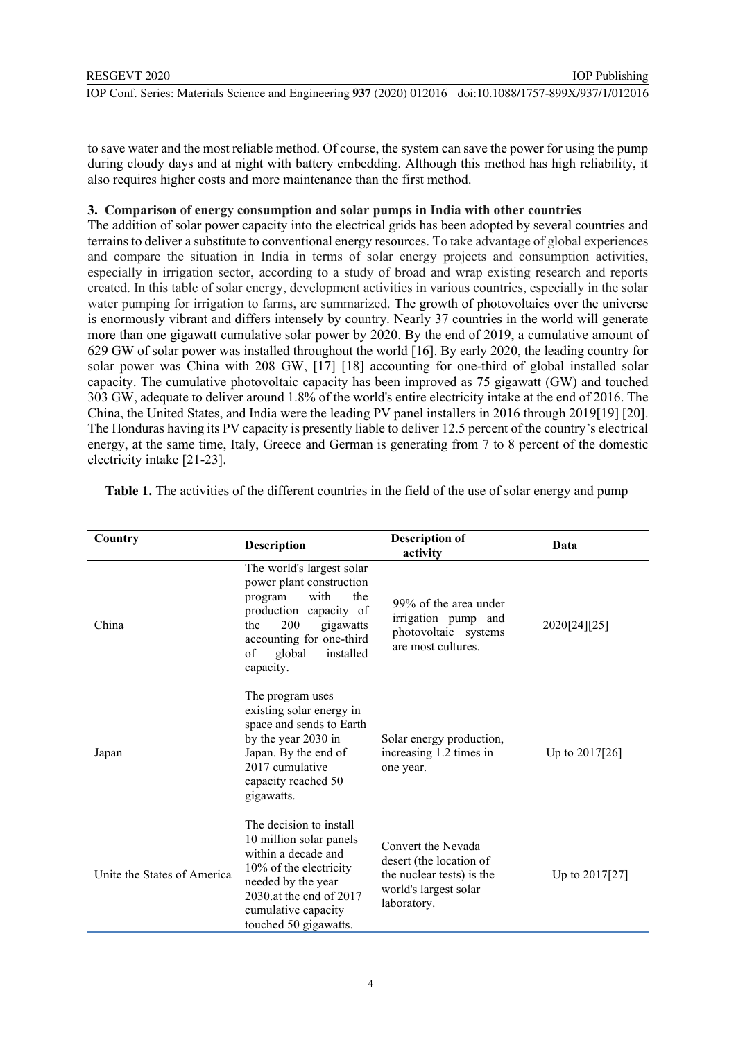to save water and the most reliable method. Of course, the system can save the power for using the pump during cloudy days and at night with battery embedding. Although this method has high reliability, it also requires higher costs and more maintenance than the first method.

## 3. Comparison of energy consumption and solar pumps in India with other countries

The addition of solar power capacity into the electrical grids has been adopted by several countries and terrains to deliver a substitute to conventional energy resources. To take advantage of global experiences and compare the situation in India in terms of solar energy projects and consumption activities, especially in irrigation sector, according to a study of broad and wrap existing research and reports created. In this table of solar energy, development activities in various countries, especially in the solar water pumping for irrigation to farms, are summarized. The growth of photovoltaics over the universe is enormously vibrant and differs intensely by country. Nearly 37 countries in the world will generate more than one gigawatt cumulative solar power by 2020. By the end of 2019, a cumulative amount of 629 GW of solar power was installed throughout the world [16]. By early 2020, the leading country for solar power was China with 208 GW, [17] [18] accounting for one-third of global installed solar capacity. The cumulative photovoltaic capacity has been improved as 75 gigawatt (GW) and touched 303 GW, adequate to deliver around 1.8% of the world's entire electricity intake at the end of 2016. The China, the United States, and India were the leading PV panel installers in 2016 through 2019[19] [20]. The Honduras having its PV capacity is presently liable to deliver 12.5 percent of the country's electrical energy, at the same time, Italy, Greece and German is generating from 7 to 8 percent of the domestic electricity intake [21-23].

**Table 1.** The activities of the different countries in the field of the use of solar energy and pump

| Country | Description | Description of activity | Data |
|---|---|---|---|
| China | The world's largest solar power plant construction program with the production capacity of the 200 gigawatts accounting for one-third of global installed capacity. | 99% of the area under irrigation pump and photovoltaic systems are most cultures. | 2020[24][25] |
| Japan | The program uses existing solar energy in space and sends to Earth by the year 2030 in Japan. By the end of 2017 cumulative capacity reached 50 gigawatts. | Solar energy production, increasing 1.2 times in one year. | Up to 2017[26] |
| Unite the States of America | The decision to install 10 million solar panels within a decade and 10% of the electricity needed by the year 2030.at the end of 2017 cumulative capacity touched 50 gigawatts. | Convert the Nevada desert (the location of the nuclear tests) is the world's largest solar laboratory. | Up to 2017[27] |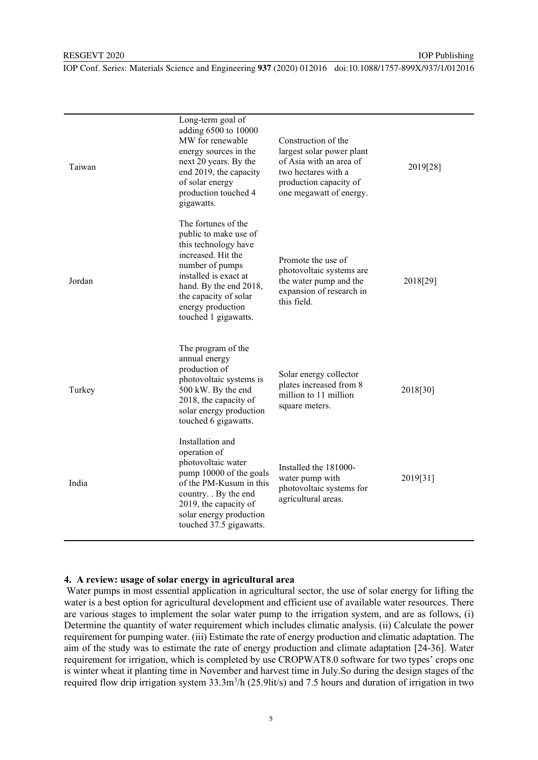| | | | |
|---|---|---|---|
| Taiwan | Long-term goal of adding 6500 to 10000 MW for renewable energy sources in the next 20 years. By the end 2019, the capacity of solar energy production touched 4 gigawatts. | Construction of the largest solar power plant of Asia with an area of two hectares with a production capacity of one megawatt of energy. | 2019[28] |
| Jordan | The fortunes of the public to make use of this technology have increased. Hit the number of pumps installed is exact at hand. By the end 2018, the capacity of solar energy production touched 1 gigawatts. | Promote the use of photovoltaic systems are the water pump and the expansion of research in this field. | 2018[29] |
| Turkey | The program of the annual energy production of photovoltaic systems is 500 kW. By the end 2018, the capacity of solar energy production touched 6 gigawatts. | Solar energy collector plates increased from 8 million to 11 million square meters. | 2018[30] |
| India | Installation and operation of photovoltaic water pump 10000 of the goals of the PM-Kusum in this country. . By the end 2019, the capacity of solar energy production touched 37.5 gigawatts. | Installed the 181000-water pump with photovoltaic systems for agricultural areas. | 2019[31] |

## 4. A review: usage of solar energy in agricultural area

Water pumps in most essential application in agricultural sector, the use of solar energy for lifting the water is a best option for agricultural development and efficient use of available water resources. There are various stages to implement the solar water pump to the irrigation system, and are as follows, (i) Determine the quantity of water requirement which includes climatic analysis. (ii) Calculate the power requirement for pumping water. (iii) Estimate the rate of energy production and climatic adaptation. The aim of the study was to estimate the rate of energy production and climate adaptation [24-36]. Water requirement for irrigation, which is completed by use CROPWAT8.0 software for two types' crops one is winter wheat it planting time in November and harvest time in July.So during the design stages of the required flow drip irrigation system 33.3m$^3$/h (25.9lit/s) and 7.5 hours and duration of irrigation in two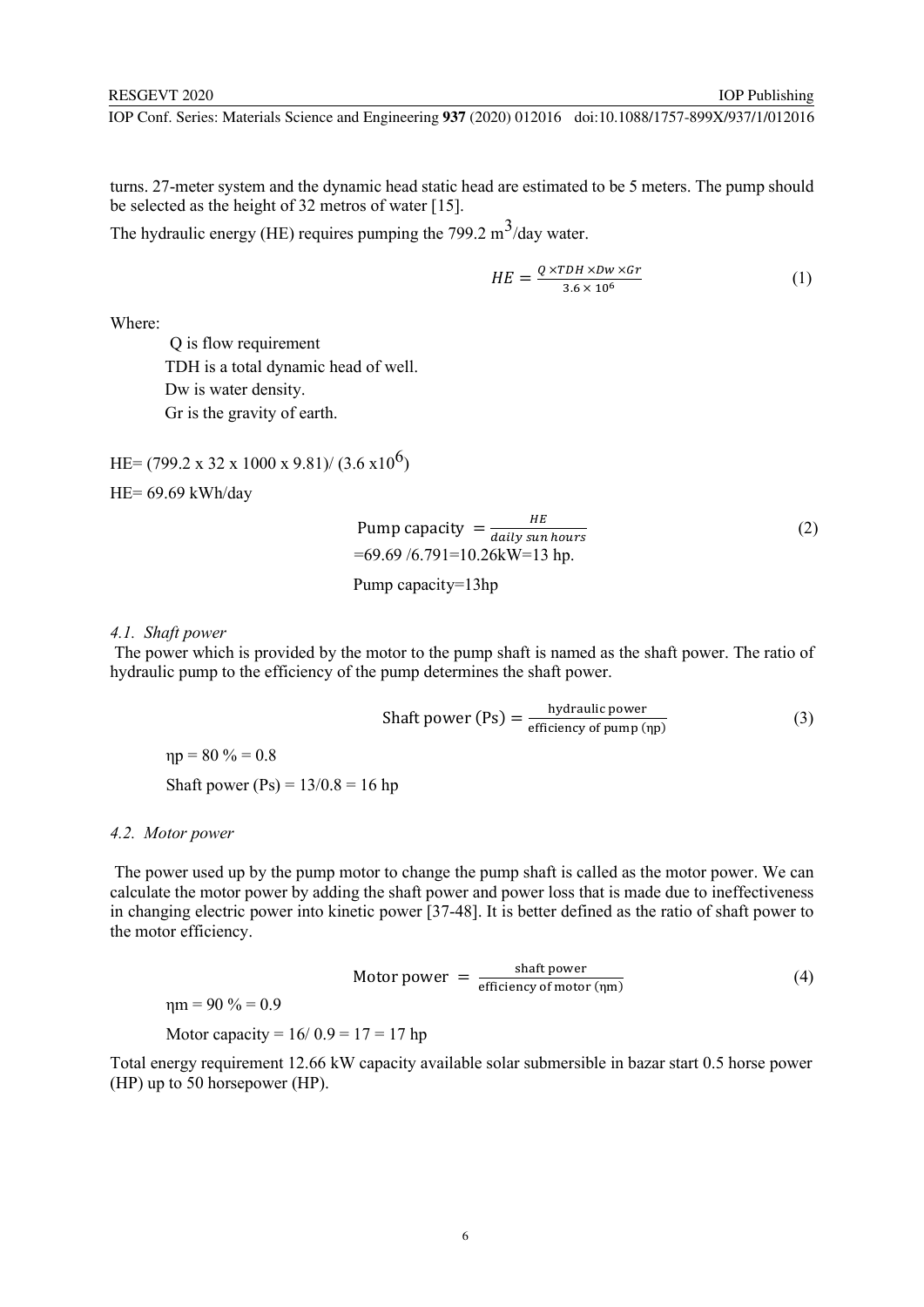turns. 27-meter system and the dynamic head static head are estimated to be 5 meters. The pump should be selected as the height of 32 metros of water [15].

The hydraulic energy (HE) requires pumping the 799.2 $m^3$/day water.

$$HE = \frac{Q \times TDH \times Dw \times Gr}{3.6 \times 10^6} \tag{1}$$

Where:

Q is flow requirement

TDH is a total dynamic head of well.

Dw is water density.

Gr is the gravity of earth.

HE= (799.2 x 32 x 1000 x 9.81)/ (3.6 x$10^6$)

HE= 69.69 kWh/day

$$\text{Pump capacity} = \frac{HE}{daily\ sun\ hours} \tag{2}$$

=69.69 /6.791=10.26kW=13 hp.

Pump capacity=13hp

### 4.1. Shaft power

The power which is provided by the motor to the pump shaft is named as the shaft power. The ratio of hydraulic pump to the efficiency of the pump determines the shaft power.

$$\text{Shaft power (Ps)} = \frac{\text{hydraulic power}}{\text{efficiency of pump } (\eta p)} \tag{3}$$

$\eta p$ = 80 % = 0.8

Shaft power (Ps) = 13/0.8 = 16 hp

### 4.2. Motor power

The power used up by the pump motor to change the pump shaft is called as the motor power. We can calculate the motor power by adding the shaft power and power loss that is made due to ineffectiveness in changing electric power into kinetic power [37-48]. It is better defined as the ratio of shaft power to the motor efficiency.

$$\text{Motor power} = \frac{\text{shaft power}}{\text{efficiency of motor } (\eta m)} \tag{4}$$

$\eta m$ = 90 % = 0.9

Motor capacity = 16/ 0.9 = 17 = 17 hp

Total energy requirement 12.66 kW capacity available solar submersible in bazar start 0.5 horse power (HP) up to 50 horsepower (HP).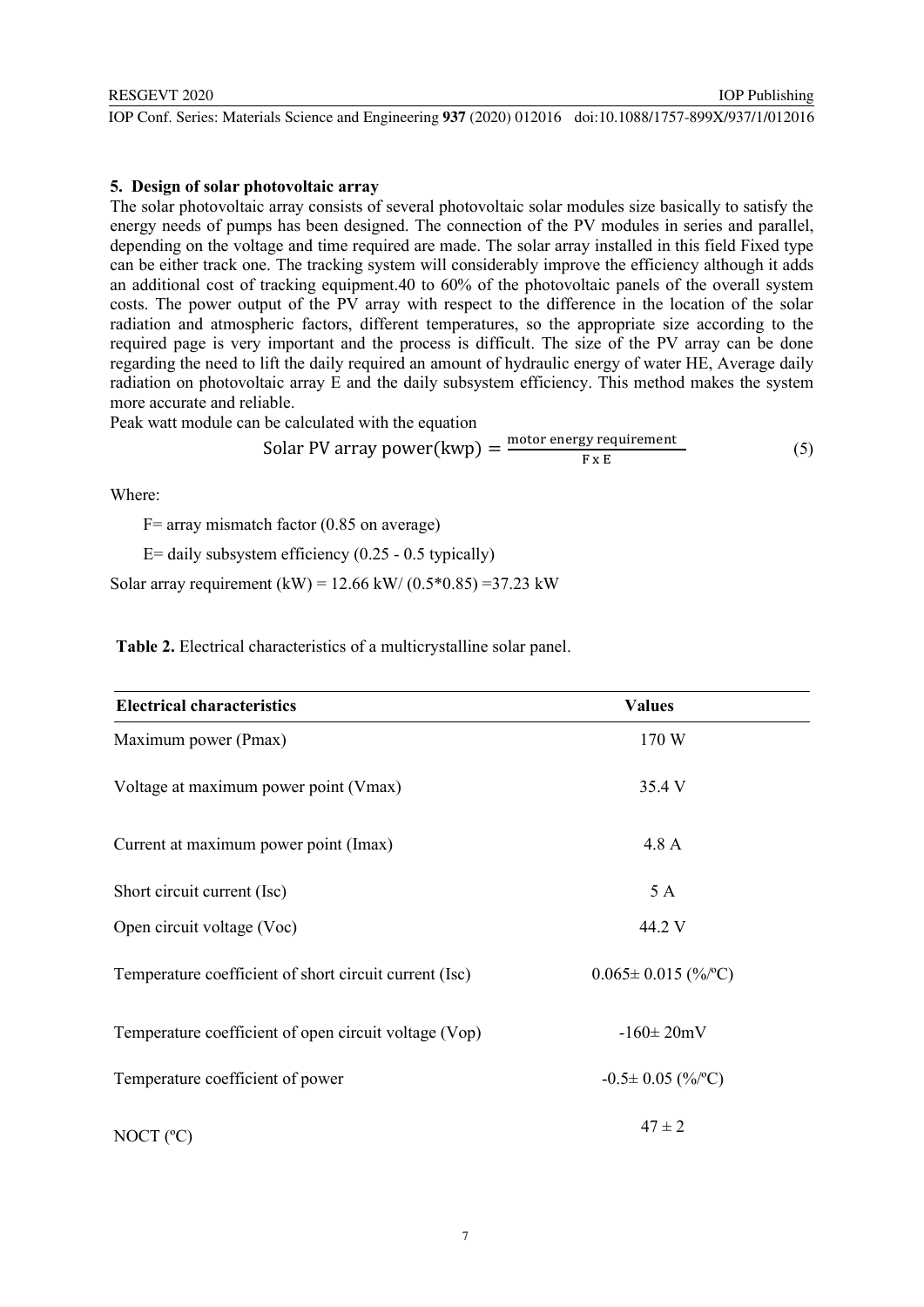## 5. Design of solar photovoltaic array

The solar photovoltaic array consists of several photovoltaic solar modules size basically to satisfy the energy needs of pumps has been designed. The connection of the PV modules in series and parallel, depending on the voltage and time required are made. The solar array installed in this field Fixed type can be either track one. The tracking system will considerably improve the efficiency although it adds an additional cost of tracking equipment.40 to 60% of the photovoltaic panels of the overall system costs. The power output of the PV array with respect to the difference in the location of the solar radiation and atmospheric factors, different temperatures, so the appropriate size according to the required page is very important and the process is difficult. The size of the PV array can be done regarding the need to lift the daily required an amount of hydraulic energy of water HE, Average daily radiation on photovoltaic array E and the daily subsystem efficiency. This method makes the system more accurate and reliable.

Peak watt module can be calculated with the equation

$$\text{Solar PV array power(kwp)} = \frac{\text{motor energy requirement}}{\text{F x E}} \tag{5}$$

Where:

F= array mismatch factor (0.85 on average)

E= daily subsystem efficiency (0.25 - 0.5 typically)

Solar array requirement (kW) = 12.66 kW/ (0.5*0.85) =37.23 kW

**Table 2.** Electrical characteristics of a multicrystalline solar panel.

| Electrical characteristics | Values |
|---|---|
| Maximum power (Pmax) | 170 W |
| Voltage at maximum power point (Vmax) | 35.4 V |
| Current at maximum power point (Imax) | 4.8 A |
| Short circuit current (Isc) | 5 A |
| Open circuit voltage (Voc) | 44.2 V |
| Temperature coefficient of short circuit current (Isc) | 0.065± 0.015 (%/ºC) |
| Temperature coefficient of open circuit voltage (Vop) | -160± 20mV |
| Temperature coefficient of power | -0.5± 0.05 (%/ºC) |
| NOCT (ºC) | 47 ± 2 |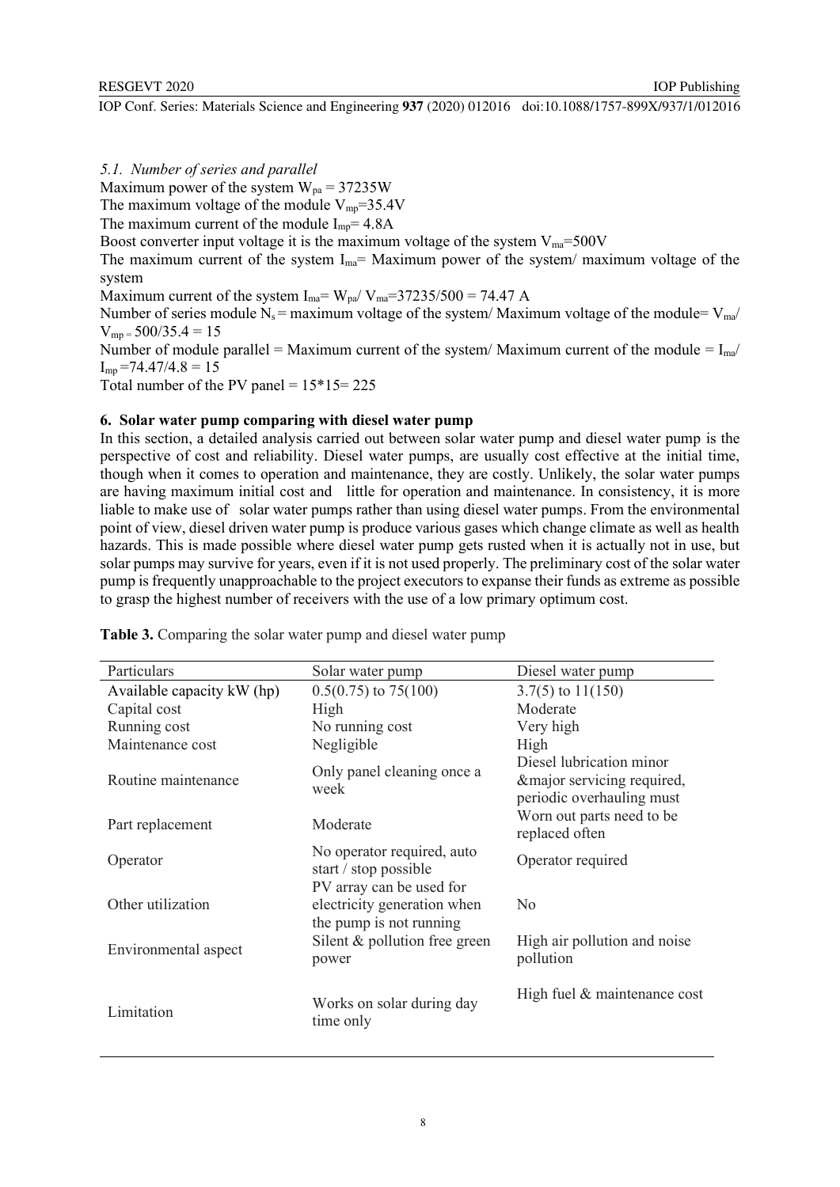### *5.1. Number of series and parallel*

Maximum power of the system $W_{pa}$ = 37235W

The maximum voltage of the module $V_{mp}$=35.4V

The maximum current of the module $I_{mp}$= 4.8A

Boost converter input voltage it is the maximum voltage of the system $V_{ma}$=500V

The maximum current of the system $I_{ma}$= Maximum power of the system/ maximum voltage of the system

Maximum current of the system $I_{ma}= W_{pa}/ V_{ma}$=37235/500 = 74.47 A

Number of series module $N_s$ = maximum voltage of the system/ Maximum voltage of the module= $V_{ma}/ V_{mp}$ = 500/35.4 = 15

Number of module parallel = Maximum current of the system/ Maximum current of the module = $I_{ma}/ I_{mp}$ =74.47/4.8 = 15

Total number of the PV panel = 15*15= 225

## 6. Solar water pump comparing with diesel water pump

In this section, a detailed analysis carried out between solar water pump and diesel water pump is the perspective of cost and reliability. Diesel water pumps, are usually cost effective at the initial time, though when it comes to operation and maintenance, they are costly. Unlikely, the solar water pumps are having maximum initial cost and little for operation and maintenance. In consistency, it is more liable to make use of solar water pumps rather than using diesel water pumps. From the environmental point of view, diesel driven water pump is produce various gases which change climate as well as health hazards. This is made possible where diesel water pump gets rusted when it is actually not in use, but solar pumps may survive for years, even if it is not used properly. The preliminary cost of the solar water pump is frequently unapproachable to the project executors to expanse their funds as extreme as possible to grasp the highest number of receivers with the use of a low primary optimum cost.

**Table 3.** Comparing the solar water pump and diesel water pump

| Particulars | Solar water pump | Diesel water pump |
| --- | --- | --- |
| Available capacity kW (hp) | 0.5(0.75) to 75(100) | 3.7(5) to 11(150) |
| Capital cost | High | Moderate |
| Running cost | No running cost | Very high |
| Maintenance cost | Negligible | High |
| Routine maintenance | Only panel cleaning once a week | Diesel lubrication minor &major servicing required, periodic overhauling must |
| Part replacement | Moderate | Worn out parts need to be replaced often |
| Operator | No operator required, auto start / stop possible | Operator required |
| Other utilization | PV array can be used for electricity generation when the pump is not running | No |
| Environmental aspect | Silent & pollution free green power | High air pollution and noise pollution |
| Limitation | Works on solar during day time only | High fuel & maintenance cost |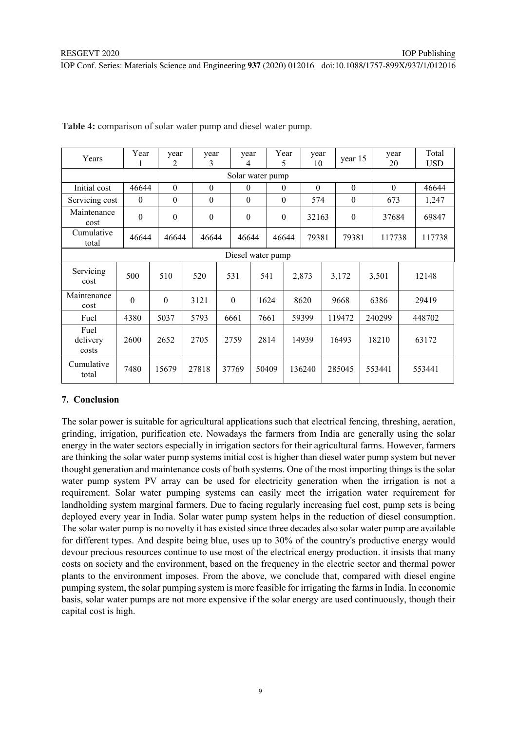**Table 4:** comparison of solar water pump and diesel water pump.

| Years | Year 1 | year 2 | year 3 | year 4 | Year 5 | year 10 | year 15 | year 20 | Total USD |
|---|---|---|---|---|---|---|---|---|---|
| Solar water pump | | | | | | | | | |
| Initial cost | 46644 | 0 | 0 | 0 | 0 | 0 | 0 | 0 | 46644 |
| Servicing cost | 0 | 0 | 0 | 0 | 0 | 574 | 0 | 673 | 1,247 |
| Maintenance cost | 0 | 0 | 0 | 0 | 0 | 32163 | 0 | 37684 | 69847 |
| Cumulative total | 46644 | 46644 | 46644 | 46644 | 46644 | 79381 | 79381 | 117738 | 117738 |
| Diesel water pump | | | | | | | | | |
| Servicing cost | 500 | 510 | 520 | 531 | 541 | 2,873 | 3,172 | 3,501 | 12148 |
| Maintenance cost | 0 | 0 | 3121 | 0 | 1624 | 8620 | 9668 | 6386 | 29419 |
| Fuel | 4380 | 5037 | 5793 | 6661 | 7661 | 59399 | 119472 | 240299 | 448702 |
| Fuel delivery costs | 2600 | 2652 | 2705 | 2759 | 2814 | 14939 | 16493 | 18210 | 63172 |
| Cumulative total | 7480 | 15679 | 27818 | 37769 | 50409 | 136240 | 285045 | 553441 | 553441 |

## 7. Conclusion

The solar power is suitable for agricultural applications such that electrical fencing, threshing, aeration, grinding, irrigation, purification etc. Nowadays the farmers from India are generally using the solar energy in the water sectors especially in irrigation sectors for their agricultural farms. However, farmers are thinking the solar water pump systems initial cost is higher than diesel water pump system but never thought generation and maintenance costs of both systems. One of the most importing things is the solar water pump system PV array can be used for electricity generation when the irrigation is not a requirement. Solar water pumping systems can easily meet the irrigation water requirement for landholding system marginal farmers. Due to facing regularly increasing fuel cost, pump sets is being deployed every year in India. Solar water pump system helps in the reduction of diesel consumption. The solar water pump is no novelty it has existed since three decades also solar water pump are available for different types. And despite being blue, uses up to 30% of the country's productive energy would devour precious resources continue to use most of the electrical energy production. it insists that many costs on society and the environment, based on the frequency in the electric sector and thermal power plants to the environment imposes. From the above, we conclude that, compared with diesel engine pumping system, the solar pumping system is more feasible for irrigating the farms in India. In economic basis, solar water pumps are not more expensive if the solar energy are used continuously, though their capital cost is high.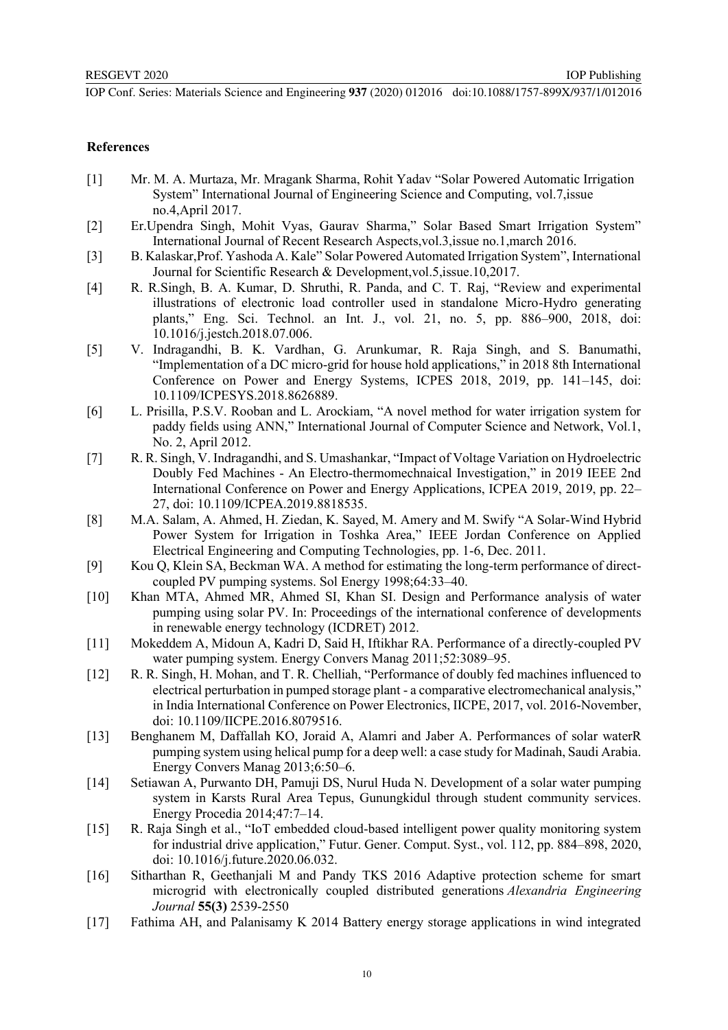## References

[1] Mr. M. A. Murtaza, Mr. Mragank Sharma, Rohit Yadav "Solar Powered Automatic Irrigation System" International Journal of Engineering Science and Computing, vol.7,issue no.4,April 2017.

[2] Er.Upendra Singh, Mohit Vyas, Gaurav Sharma," Solar Based Smart Irrigation System" International Journal of Recent Research Aspects,vol.3,issue no.1,march 2016.

[3] B. Kalaskar,Prof. Yashoda A. Kale" Solar Powered Automated Irrigation System", International Journal for Scientific Research & Development,vol.5,issue.10,2017.

[4] R. R.Singh, B. A. Kumar, D. Shruthi, R. Panda, and C. T. Raj, "Review and experimental illustrations of electronic load controller used in standalone Micro-Hydro generating plants," Eng. Sci. Technol. an Int. J., vol. 21, no. 5, pp. 886–900, 2018, doi: 10.1016/j.jestch.2018.07.006.

[5] V. Indragandhi, B. K. Vardhan, G. Arunkumar, R. Raja Singh, and S. Banumathi, "Implementation of a DC micro-grid for house hold applications," in 2018 8th International Conference on Power and Energy Systems, ICPES 2018, 2019, pp. 141–145, doi: 10.1109/ICPESYS.2018.8626889.

[6] L. Prisilla, P.S.V. Rooban and L. Arockiam, "A novel method for water irrigation system for paddy fields using ANN," International Journal of Computer Science and Network, Vol.1, No. 2, April 2012.

[7] R. R. Singh, V. Indragandhi, and S. Umashankar, "Impact of Voltage Variation on Hydroelectric Doubly Fed Machines - An Electro-thermomechnaical Investigation," in 2019 IEEE 2nd International Conference on Power and Energy Applications, ICPEA 2019, 2019, pp. 22–27, doi: 10.1109/ICPEA.2019.8818535.

[8] M.A. Salam, A. Ahmed, H. Ziedan, K. Sayed, M. Amery and M. Swify "A Solar-Wind Hybrid Power System for Irrigation in Toshka Area," IEEE Jordan Conference on Applied Electrical Engineering and Computing Technologies, pp. 1-6, Dec. 2011.

[9] Kou Q, Klein SA, Beckman WA. A method for estimating the long-term performance of direct-coupled PV pumping systems. Sol Energy 1998;64:33–40.

[10] Khan MTA, Ahmed MR, Ahmed SI, Khan SI. Design and Performance analysis of water pumping using solar PV. In: Proceedings of the international conference of developments in renewable energy technology (ICDRET) 2012.

[11] Mokeddem A, Midoun A, Kadri D, Said H, Iftikhar RA. Performance of a directly-coupled PV water pumping system. Energy Convers Manag 2011;52:3089–95.

[12] R. R. Singh, H. Mohan, and T. R. Chelliah, "Performance of doubly fed machines influenced to electrical perturbation in pumped storage plant - a comparative electromechanical analysis," in India International Conference on Power Electronics, IICPE, 2017, vol. 2016-November, doi: 10.1109/IICPE.2016.8079516.

[13] Benghanem M, Daffallah KO, Joraid A, Alamri and Jaber A. Performances of solar waterR pumping system using helical pump for a deep well: a case study for Madinah, Saudi Arabia. Energy Convers Manag 2013;6:50–6.

[14] Setiawan A, Purwanto DH, Pamuji DS, Nurul Huda N. Development of a solar water pumping system in Karsts Rural Area Tepus, Gunungkidul through student community services. Energy Procedia 2014;47:7–14.

[15] R. Raja Singh et al., "IoT embedded cloud-based intelligent power quality monitoring system for industrial drive application," Futur. Gener. Comput. Syst., vol. 112, pp. 884–898, 2020, doi: 10.1016/j.future.2020.06.032.

[16] Sitharthan R, Geethanjali M and Pandy TKS 2016 Adaptive protection scheme for smart microgrid with electronically coupled distributed generations *Alexandria Engineering Journal* **55(3)** 2539-2550

[17] Fathima AH, and Palanisamy K 2014 Battery energy storage applications in wind integrated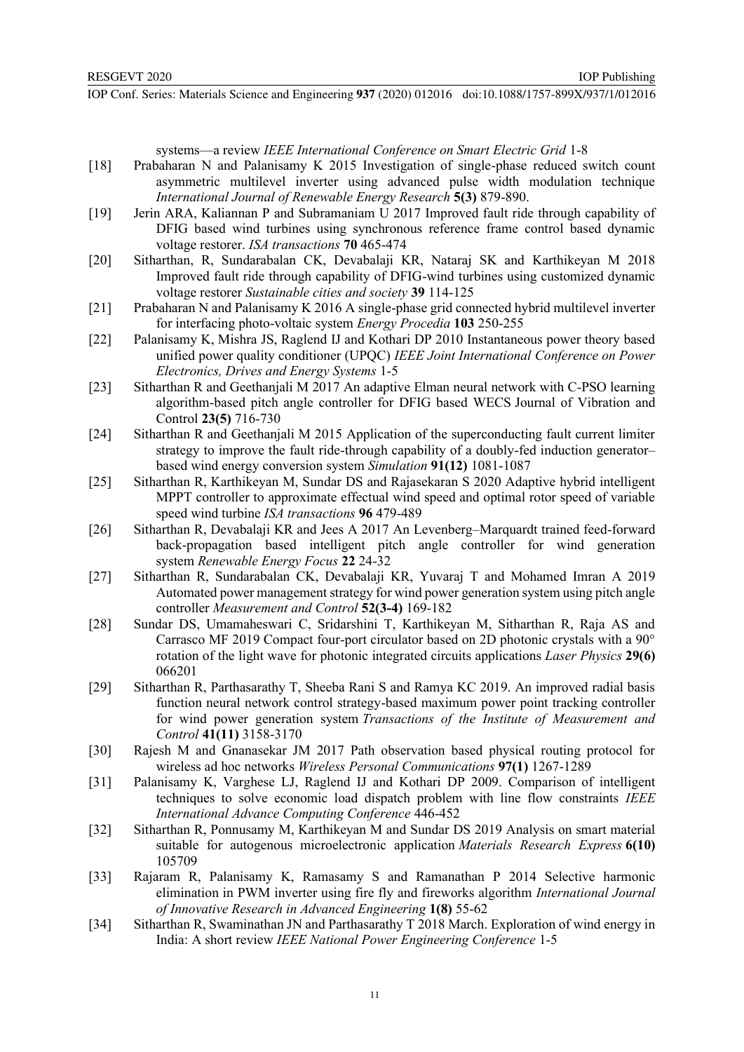systems—a review *IEEE International Conference on Smart Electric Grid* 1-8

[18] Prabaharan N and Palanisamy K 2015 Investigation of single-phase reduced switch count asymmetric multilevel inverter using advanced pulse width modulation technique *International Journal of Renewable Energy Research* **5(3)** 879-890.

[19] Jerin ARA, Kaliannan P and Subramaniam U 2017 Improved fault ride through capability of DFIG based wind turbines using synchronous reference frame control based dynamic voltage restorer. *ISA transactions* **70** 465-474

[20] Sitharthan, R, Sundarabalan CK, Devabalaji KR, Nataraj SK and Karthikeyan M 2018 Improved fault ride through capability of DFIG-wind turbines using customized dynamic voltage restorer *Sustainable cities and society* **39** 114-125

[21] Prabaharan N and Palanisamy K 2016 A single-phase grid connected hybrid multilevel inverter for interfacing photo-voltaic system *Energy Procedia* **103** 250-255

[22] Palanisamy K, Mishra JS, Raglend IJ and Kothari DP 2010 Instantaneous power theory based unified power quality conditioner (UPQC) *IEEE Joint International Conference on Power Electronics, Drives and Energy Systems* 1-5

[23] Sitharthan R and Geethanjali M 2017 An adaptive Elman neural network with C-PSO learning algorithm-based pitch angle controller for DFIG based WECS Journal of Vibration and Control **23(5)** 716-730

[24] Sitharthan R and Geethanjali M 2015 Application of the superconducting fault current limiter strategy to improve the fault ride-through capability of a doubly-fed induction generator–based wind energy conversion system *Simulation* **91(12)** 1081-1087

[25] Sitharthan R, Karthikeyan M, Sundar DS and Rajasekaran S 2020 Adaptive hybrid intelligent MPPT controller to approximate effectual wind speed and optimal rotor speed of variable speed wind turbine *ISA transactions* **96** 479-489

[26] Sitharthan R, Devabalaji KR and Jees A 2017 An Levenberg–Marquardt trained feed-forward back-propagation based intelligent pitch angle controller for wind generation system *Renewable Energy Focus* **22** 24-32

[27] Sitharthan R, Sundarabalan CK, Devabalaji KR, Yuvaraj T and Mohamed Imran A 2019 Automated power management strategy for wind power generation system using pitch angle controller *Measurement and Control* **52(3-4)** 169-182

[28] Sundar DS, Umamaheswari C, Sridarshini T, Karthikeyan M, Sitharthan R, Raja AS and Carrasco MF 2019 Compact four-port circulator based on 2D photonic crystals with a 90° rotation of the light wave for photonic integrated circuits applications *Laser Physics* **29(6)** 066201

[29] Sitharthan R, Parthasarathy T, Sheeba Rani S and Ramya KC 2019. An improved radial basis function neural network control strategy-based maximum power point tracking controller for wind power generation system *Transactions of the Institute of Measurement and Control* **41(11)** 3158-3170

[30] Rajesh M and Gnanasekar JM 2017 Path observation based physical routing protocol for wireless ad hoc networks *Wireless Personal Communications* **97(1)** 1267-1289

[31] Palanisamy K, Varghese LJ, Raglend IJ and Kothari DP 2009. Comparison of intelligent techniques to solve economic load dispatch problem with line flow constraints *IEEE International Advance Computing Conference* 446-452

[32] Sitharthan R, Ponnusamy M, Karthikeyan M and Sundar DS 2019 Analysis on smart material suitable for autogenous microelectronic application *Materials Research Express* **6(10)** 105709

[33] Rajaram R, Palanisamy K, Ramasamy S and Ramanathan P 2014 Selective harmonic elimination in PWM inverter using fire fly and fireworks algorithm *International Journal of Innovative Research in Advanced Engineering* **1(8)** 55-62

[34] Sitharthan R, Swaminathan JN and Parthasarathy T 2018 March. Exploration of wind energy in India: A short review *IEEE National Power Engineering Conference* 1-5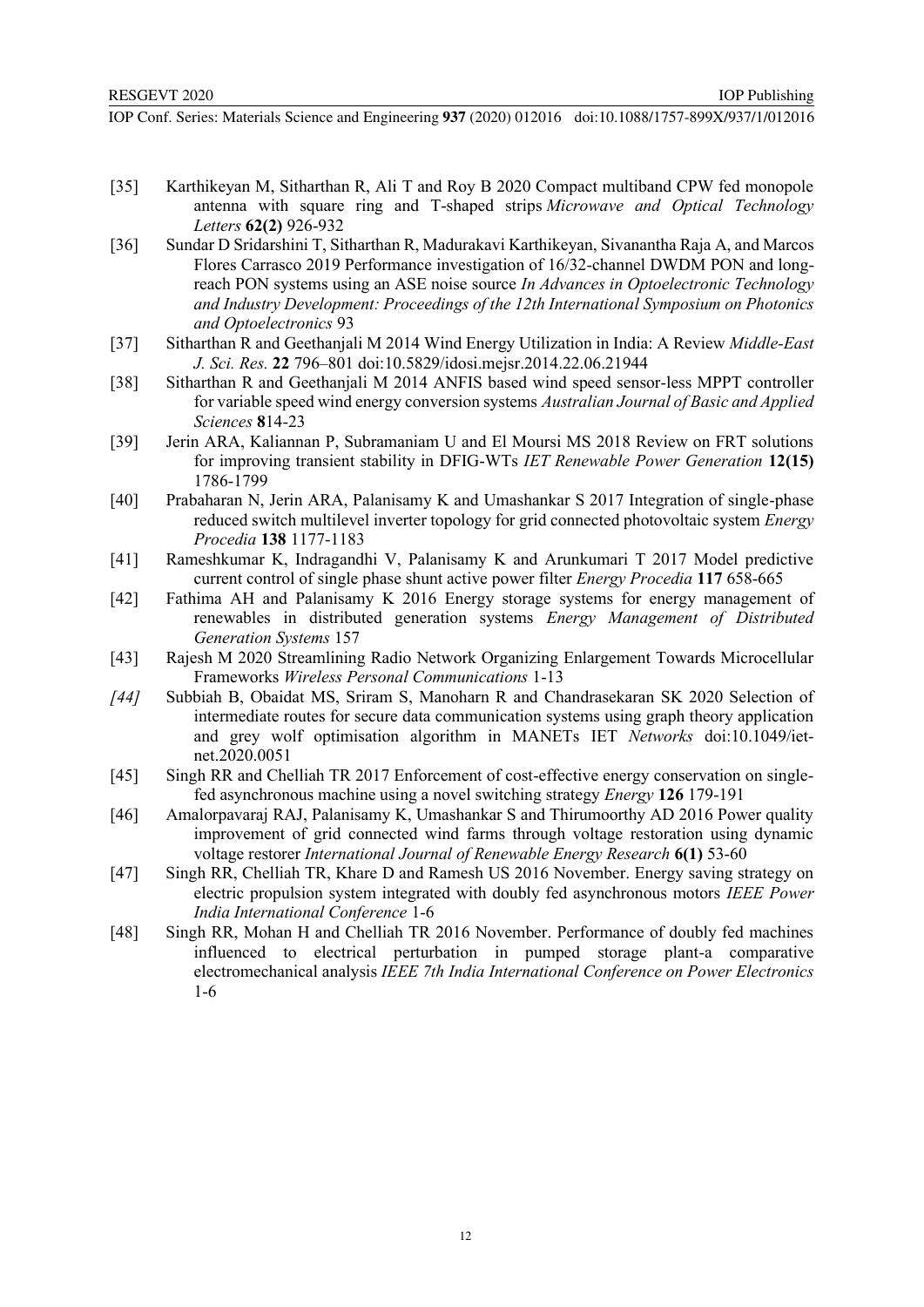[35] Karthikeyan M, Sitharthan R, Ali T and Roy B 2020 Compact multiband CPW fed monopole antenna with square ring and T-shaped strips *Microwave and Optical Technology Letters* **62(2)** 926-932

[36] Sundar D Sridarshini T, Sitharthan R, Madurakavi Karthikeyan, Sivanantha Raja A, and Marcos Flores Carrasco 2019 Performance investigation of 16/32-channel DWDM PON and long-reach PON systems using an ASE noise source *In Advances in Optoelectronic Technology and Industry Development: Proceedings of the 12th International Symposium on Photonics and Optoelectronics* 93

[37] Sitharthan R and Geethanjali M 2014 Wind Energy Utilization in India: A Review *Middle-East J. Sci. Res.* **22** 796–801 doi:10.5829/idosi.mejsr.2014.22.06.21944

[38] Sitharthan R and Geethanjali M 2014 ANFIS based wind speed sensor-less MPPT controller for variable speed wind energy conversion systems *Australian Journal of Basic and Applied Sciences* **8**14-23

[39] Jerin ARA, Kaliannan P, Subramaniam U and El Moursi MS 2018 Review on FRT solutions for improving transient stability in DFIG-WTs *IET Renewable Power Generation* **12(15)** 1786-1799

[40] Prabaharan N, Jerin ARA, Palanisamy K and Umashankar S 2017 Integration of single-phase reduced switch multilevel inverter topology for grid connected photovoltaic system *Energy Procedia* **138** 1177-1183

[41] Rameshkumar K, Indragandhi V, Palanisamy K and Arunkumari T 2017 Model predictive current control of single phase shunt active power filter *Energy Procedia* **117** 658-665

[42] Fathima AH and Palanisamy K 2016 Energy storage systems for energy management of renewables in distributed generation systems *Energy Management of Distributed Generation Systems* 157

[43] Rajesh M 2020 Streamlining Radio Network Organizing Enlargement Towards Microcellular Frameworks *Wireless Personal Communications* 1-13

*[44]* Subbiah B, Obaidat MS, Sriram S, Manoharn R and Chandrasekaran SK 2020 Selection of intermediate routes for secure data communication systems using graph theory application and grey wolf optimisation algorithm in MANETs IET *Networks* doi:10.1049/iet-net.2020.0051

[45] Singh RR and Chelliah TR 2017 Enforcement of cost-effective energy conservation on single-fed asynchronous machine using a novel switching strategy *Energy* **126** 179-191

[46] Amalorpavaraj RAJ, Palanisamy K, Umashankar S and Thirumoorthy AD 2016 Power quality improvement of grid connected wind farms through voltage restoration using dynamic voltage restorer *International Journal of Renewable Energy Research* **6(1)** 53-60

[47] Singh RR, Chelliah TR, Khare D and Ramesh US 2016 November. Energy saving strategy on electric propulsion system integrated with doubly fed asynchronous motors *IEEE Power India International Conference* 1-6

[48] Singh RR, Mohan H and Chelliah TR 2016 November. Performance of doubly fed machines influenced to electrical perturbation in pumped storage plant-a comparative electromechanical analysis *IEEE 7th India International Conference on Power Electronics* 1-6